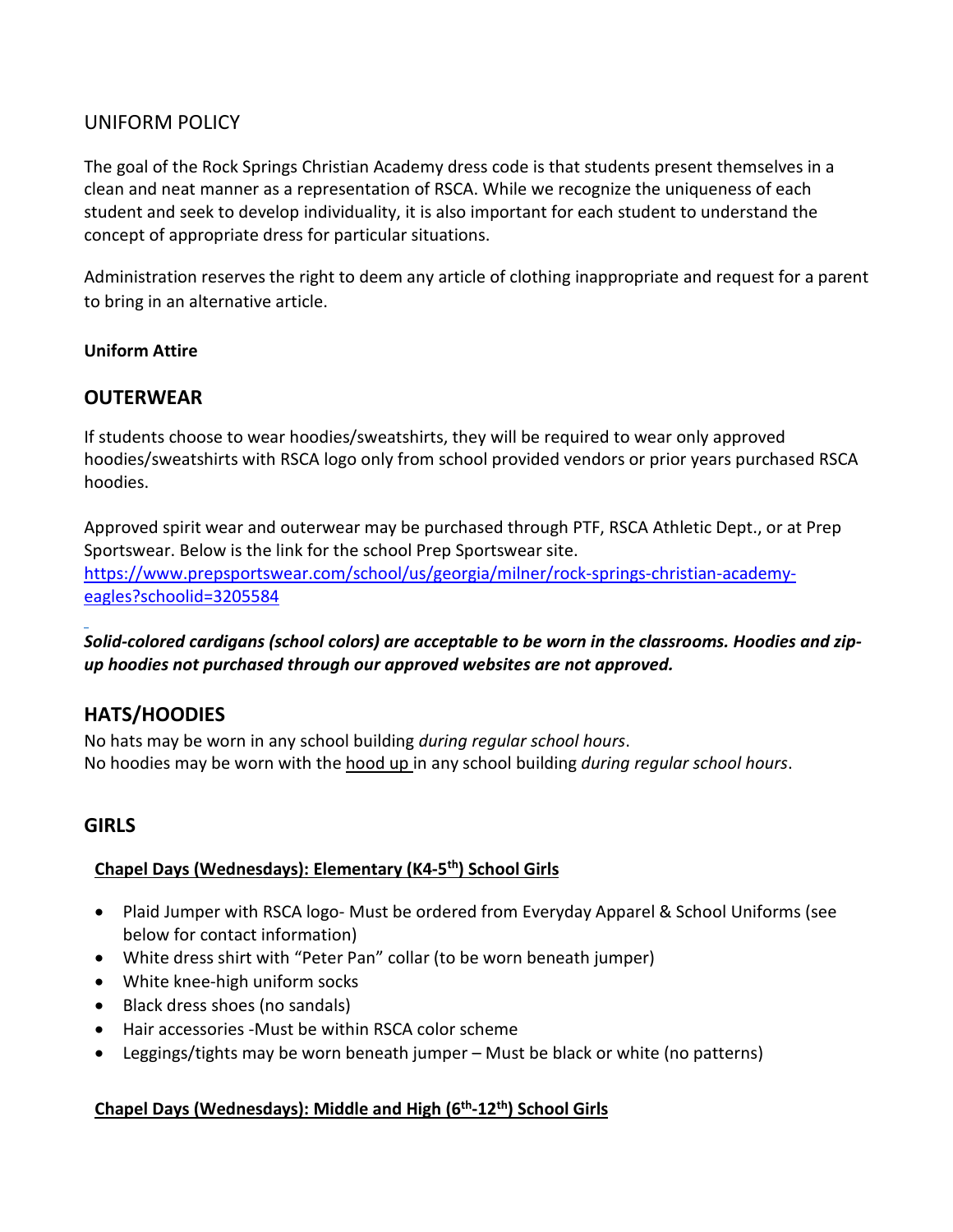# UNIFORM POLICY

The goal of the Rock Springs Christian Academy dress code is that students present themselves in a clean and neat manner as a representation of RSCA. While we recognize the uniqueness of each student and seek to develop individuality, it is also important for each student to understand the concept of appropriate dress for particular situations.

Administration reserves the right to deem any article of clothing inappropriate and request for a parent to bring in an alternative article.

**Uniform Attire**

## OUTERWEAR

If students choose to wear hoodies/sweatshirts, they will be required to wear only approved hoodies/sweatshirts with RSCA logo only from school provided vendors or prior years purchased RSCA hoodies.

Approved spirit wear and outerwear may be purchased through PTF, RSCA Athletic Dept., or at Prep Sportswear. Below is the link for the school Prep Sportswear site.
[https://www.prepsportswear.com/school/us/georgia/milner/rock-springs-christian-academy-eagles?schoolid=3205584](https://www.prepsportswear.com/school/us/georgia/milner/rock-springs-christian-academy-eagles?schoolid=3205584)

***Solid-colored cardigans (school colors) are acceptable to be worn in the classrooms. Hoodies and zip-up hoodies not purchased through our approved websites are not approved.***

## HATS/HOODIES

No hats may be worn in any school building *during regular school hours*.
No hoodies may be worn with the hood up in any school building *during regular school hours*.

## GIRLS

### Chapel Days (Wednesdays): Elementary (K4-5th) School Girls

- Plaid Jumper with RSCA logo- Must be ordered from Everyday Apparel & School Uniforms (see below for contact information)
- White dress shirt with "Peter Pan" collar (to be worn beneath jumper)
- White knee-high uniform socks
- Black dress shoes (no sandals)
- Hair accessories -Must be within RSCA color scheme
- Leggings/tights may be worn beneath jumper – Must be black or white (no patterns)

### Chapel Days (Wednesdays): Middle and High (6th-12th) School Girls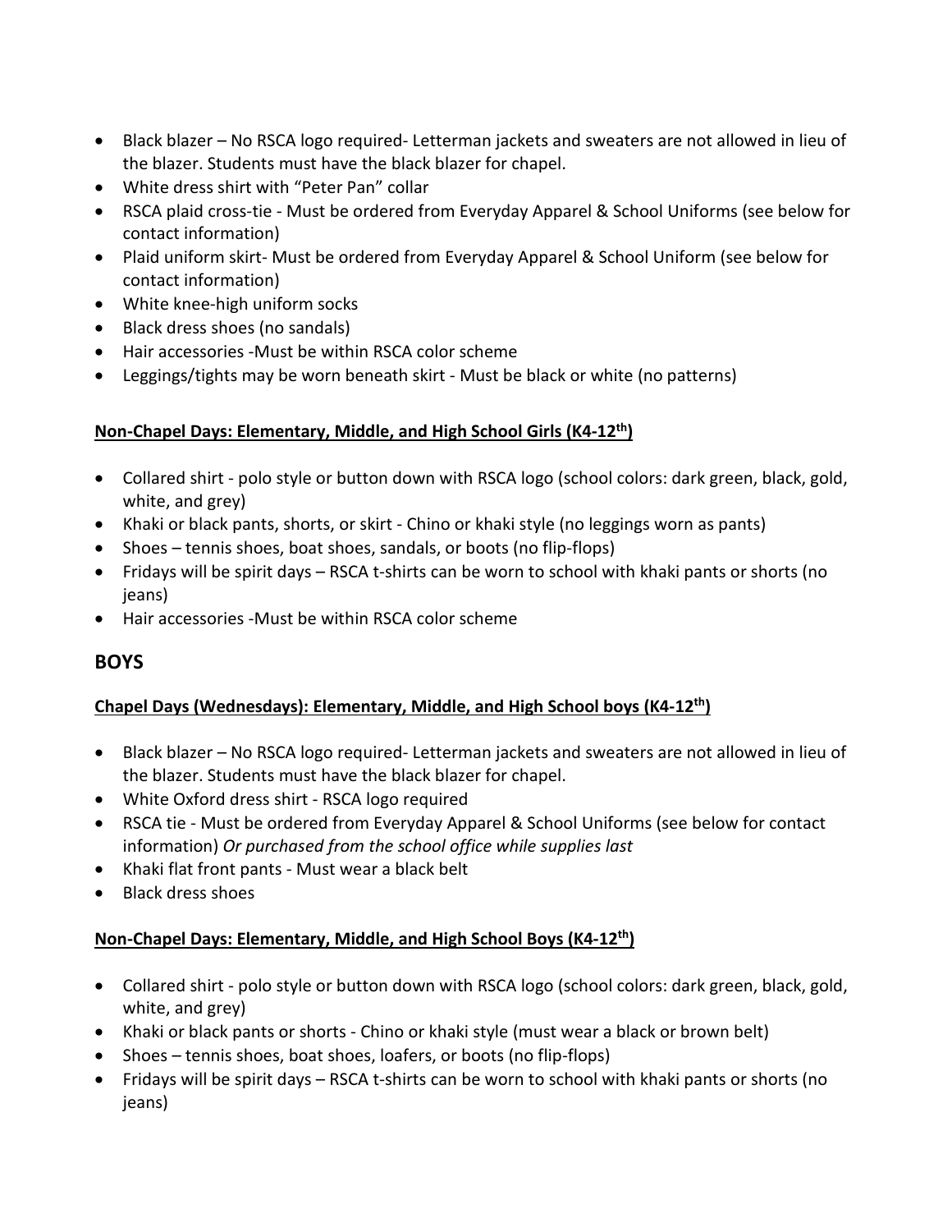- Black blazer – No RSCA logo required- Letterman jackets and sweaters are not allowed in lieu of the blazer. Students must have the black blazer for chapel.
- White dress shirt with "Peter Pan" collar
- RSCA plaid cross-tie - Must be ordered from Everyday Apparel & School Uniforms (see below for contact information)
- Plaid uniform skirt- Must be ordered from Everyday Apparel & School Uniform (see below for contact information)
- White knee-high uniform socks
- Black dress shoes (no sandals)
- Hair accessories -Must be within RSCA color scheme
- Leggings/tights may be worn beneath skirt - Must be black or white (no patterns)

### **Non-Chapel Days: Elementary, Middle, and High School Girls (K4-12th)**

- Collared shirt - polo style or button down with RSCA logo (school colors: dark green, black, gold, white, and grey)
- Khaki or black pants, shorts, or skirt - Chino or khaki style (no leggings worn as pants)
- Shoes – tennis shoes, boat shoes, sandals, or boots (no flip-flops)
- Fridays will be spirit days – RSCA t-shirts can be worn to school with khaki pants or shorts (no jeans)
- Hair accessories -Must be within RSCA color scheme

## BOYS

### **Chapel Days (Wednesdays): Elementary, Middle, and High School boys (K4-12th)**

- Black blazer – No RSCA logo required- Letterman jackets and sweaters are not allowed in lieu of the blazer. Students must have the black blazer for chapel.
- White Oxford dress shirt - RSCA logo required
- RSCA tie - Must be ordered from Everyday Apparel & School Uniforms (see below for contact information) *Or purchased from the school office while supplies last*
- Khaki flat front pants - Must wear a black belt
- Black dress shoes

### **Non-Chapel Days: Elementary, Middle, and High School Boys (K4-12th)**

- Collared shirt - polo style or button down with RSCA logo (school colors: dark green, black, gold, white, and grey)
- Khaki or black pants or shorts - Chino or khaki style (must wear a black or brown belt)
- Shoes – tennis shoes, boat shoes, loafers, or boots (no flip-flops)
- Fridays will be spirit days – RSCA t-shirts can be worn to school with khaki pants or shorts (no jeans)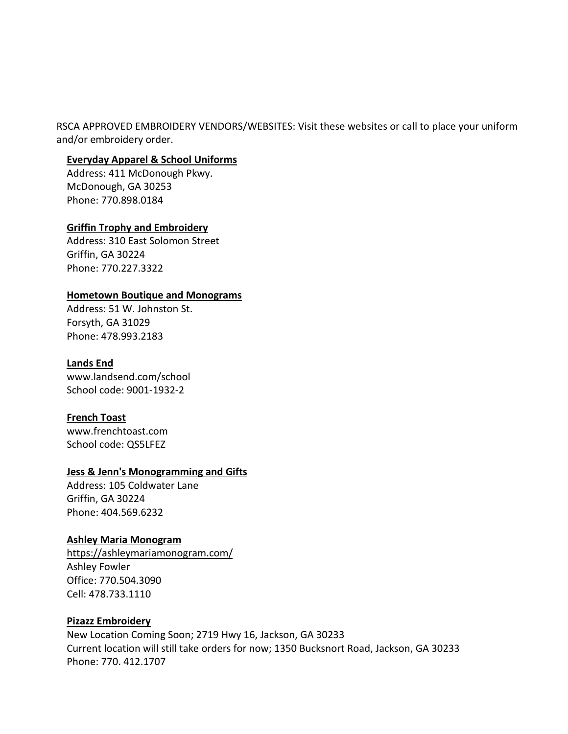RSCA APPROVED EMBROIDERY VENDORS/WEBSITES: Visit these websites or call to place your uniform and/or embroidery order.

**Everyday Apparel & School Uniforms**
Address: 411 McDonough Pkwy.
McDonough, GA 30253
Phone: 770.898.0184

**Griffin Trophy and Embroidery**
Address: 310 East Solomon Street
Griffin, GA 30224
Phone: 770.227.3322

**Hometown Boutique and Monograms**
Address: 51 W. Johnston St.
Forsyth, GA 31029
Phone: 478.993.2183

**Lands End**
www.landsend.com/school
School code: 9001-1932-2

**French Toast**
www.frenchtoast.com
School code: QS5LFEZ

**Jess & Jenn's Monogramming and Gifts**
Address: 105 Coldwater Lane
Griffin, GA 30224
Phone: 404.569.6232

**Ashley Maria Monogram**
https://ashleymariamonogram.com/
Ashley Fowler
Office: 770.504.3090
Cell: 478.733.1110

**Pizazz Embroidery**
New Location Coming Soon; 2719 Hwy 16, Jackson, GA 30233
Current location will still take orders for now; 1350 Bucksnort Road, Jackson, GA 30233
Phone: 770. 412.1707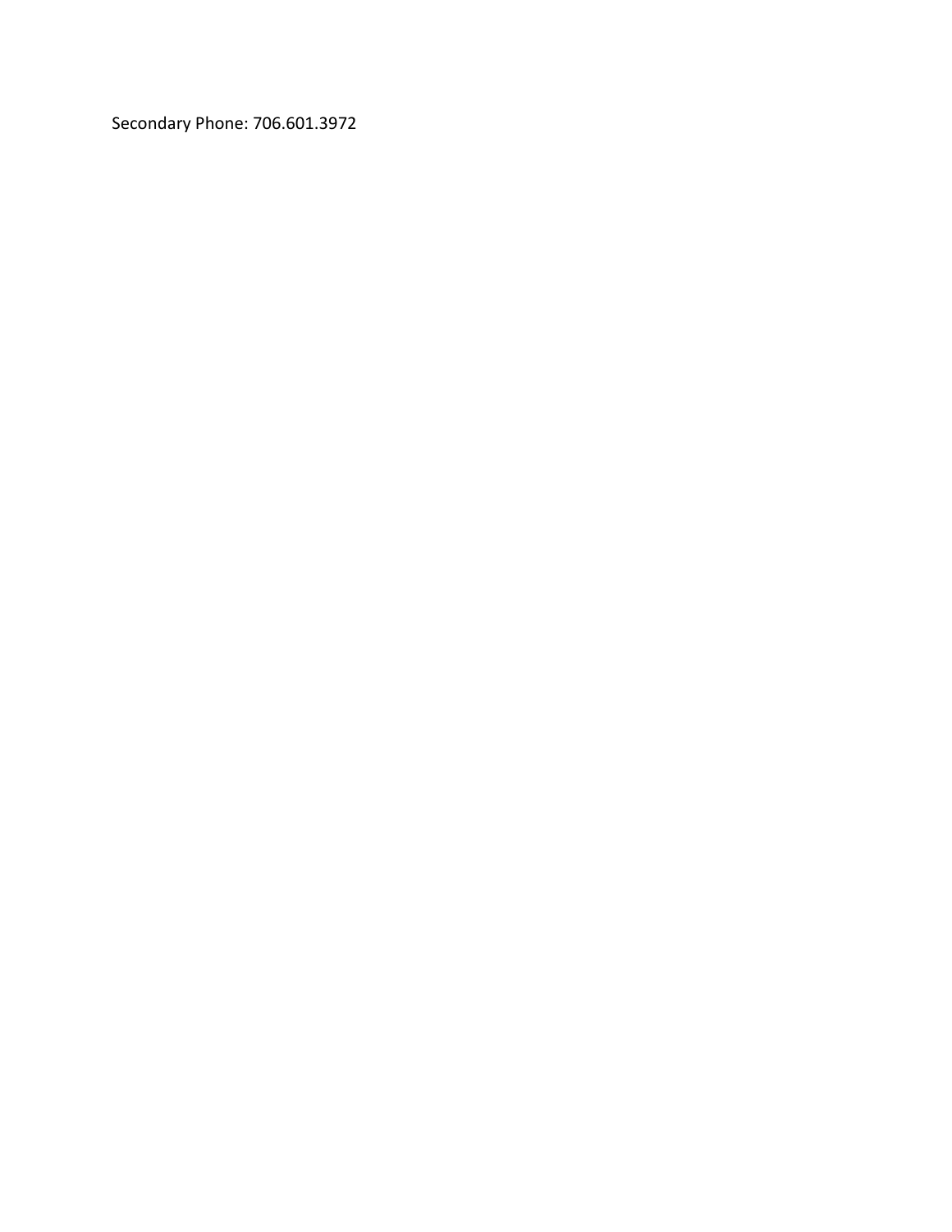Secondary Phone: 706.601.3972